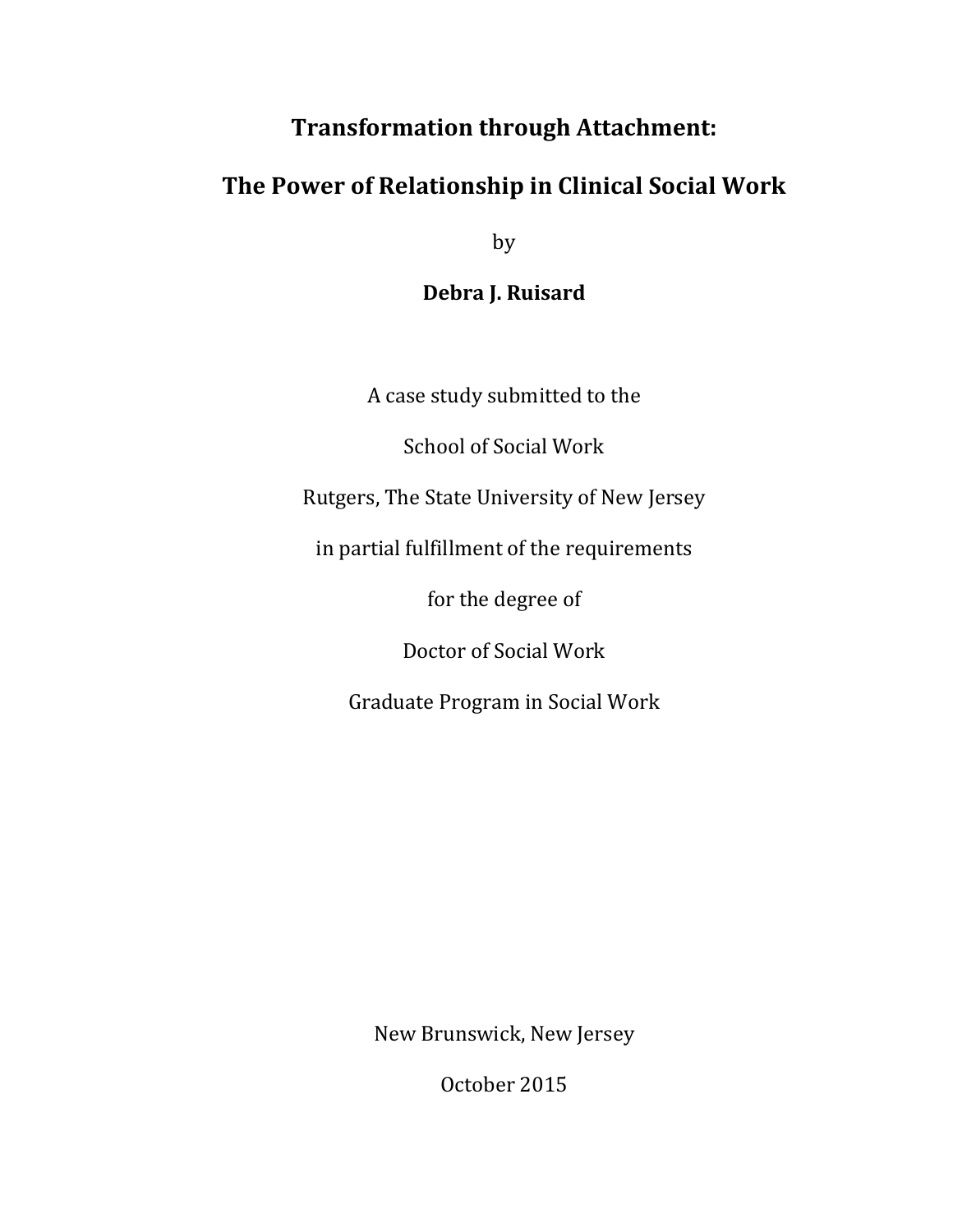# Transformation through Attachment:

# The Power of Relationship in Clinical Social Work

by

**Debra J. Ruisard**

A case study submitted to the

School of Social Work

Rutgers, The State University of New Jersey

in partial fulfillment of the requirements

for the degree of

Doctor of Social Work

Graduate Program in Social Work

New Brunswick, New Jersey

October 2015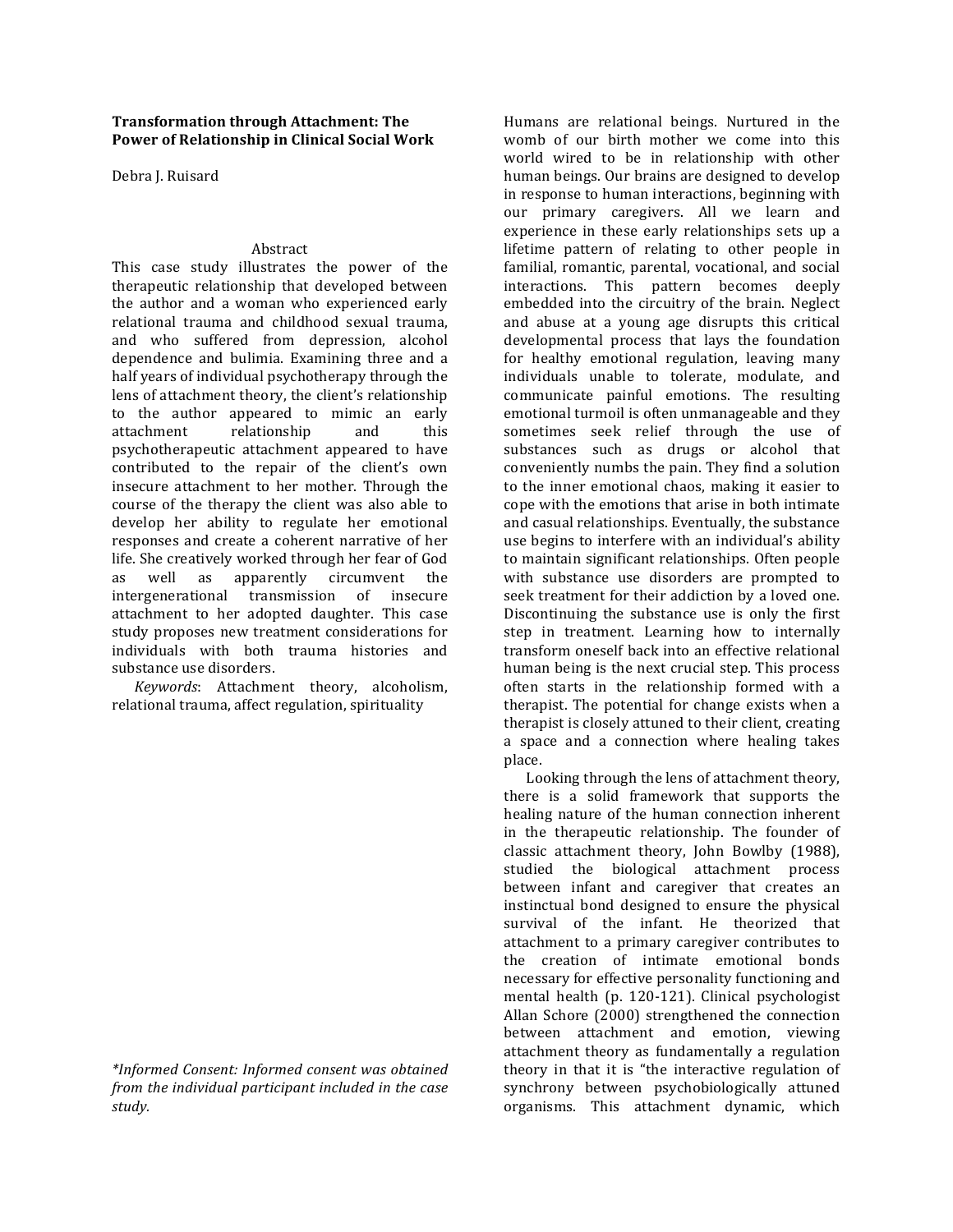**Transformation through Attachment: The Power of Relationship in Clinical Social Work**

Debra J. Ruisard

## Abstract

This case study illustrates the power of the therapeutic relationship that developed between the author and a woman who experienced early relational trauma and childhood sexual trauma, and who suffered from depression, alcohol dependence and bulimia. Examining three and a half years of individual psychotherapy through the lens of attachment theory, the client's relationship to the author appeared to mimic an early attachment relationship and this psychotherapeutic attachment appeared to have contributed to the repair of the client's own insecure attachment to her mother. Through the course of the therapy the client was also able to develop her ability to regulate her emotional responses and create a coherent narrative of her life. She creatively worked through her fear of God as well as apparently circumvent the intergenerational transmission of insecure attachment to her adopted daughter. This case study proposes new treatment considerations for individuals with both trauma histories and substance use disorders.

*Keywords*: Attachment theory, alcoholism, relational trauma, affect regulation, spirituality

*\*Informed Consent: Informed consent was obtained from the individual participant included in the case study.*

Humans are relational beings. Nurtured in the womb of our birth mother we come into this world wired to be in relationship with other human beings. Our brains are designed to develop in response to human interactions, beginning with our primary caregivers. All we learn and experience in these early relationships sets up a lifetime pattern of relating to other people in familial, romantic, parental, vocational, and social interactions. This pattern becomes deeply embedded into the circuitry of the brain. Neglect and abuse at a young age disrupts this critical developmental process that lays the foundation for healthy emotional regulation, leaving many individuals unable to tolerate, modulate, and communicate painful emotions. The resulting emotional turmoil is often unmanageable and they sometimes seek relief through the use of substances such as drugs or alcohol that conveniently numbs the pain. They find a solution to the inner emotional chaos, making it easier to cope with the emotions that arise in both intimate and casual relationships. Eventually, the substance use begins to interfere with an individual's ability to maintain significant relationships. Often people with substance use disorders are prompted to seek treatment for their addiction by a loved one. Discontinuing the substance use is only the first step in treatment. Learning how to internally transform oneself back into an effective relational human being is the next crucial step. This process often starts in the relationship formed with a therapist. The potential for change exists when a therapist is closely attuned to their client, creating a space and a connection where healing takes place.

Looking through the lens of attachment theory, there is a solid framework that supports the healing nature of the human connection inherent in the therapeutic relationship. The founder of classic attachment theory, John Bowlby (1988), studied the biological attachment process between infant and caregiver that creates an instinctual bond designed to ensure the physical survival of the infant. He theorized that attachment to a primary caregiver contributes to the creation of intimate emotional bonds necessary for effective personality functioning and mental health (p. 120-121). Clinical psychologist Allan Schore (2000) strengthened the connection between attachment and emotion, viewing attachment theory as fundamentally a regulation theory in that it is "the interactive regulation of synchrony between psychobiologically attuned organisms. This attachment dynamic, which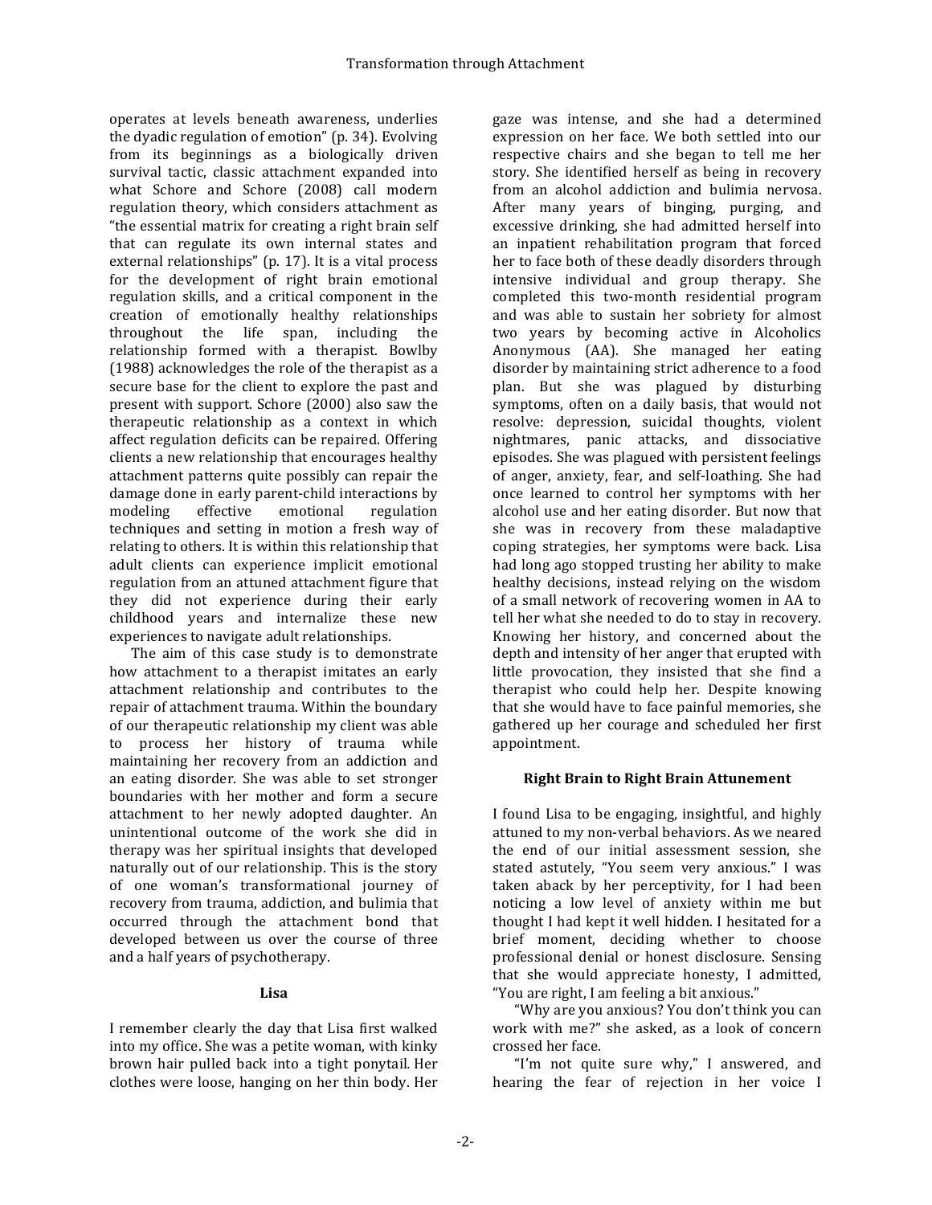operates at levels beneath awareness, underlies the dyadic regulation of emotion" (p. 34). Evolving from its beginnings as a biologically driven survival tactic, classic attachment expanded into what Schore and Schore (2008) call modern regulation theory, which considers attachment as "the essential matrix for creating a right brain self that can regulate its own internal states and external relationships" (p. 17). It is a vital process for the development of right brain emotional regulation skills, and a critical component in the creation of emotionally healthy relationships throughout the life span, including the relationship formed with a therapist. Bowlby (1988) acknowledges the role of the therapist as a secure base for the client to explore the past and present with support. Schore (2000) also saw the therapeutic relationship as a context in which affect regulation deficits can be repaired. Offering clients a new relationship that encourages healthy attachment patterns quite possibly can repair the damage done in early parent-child interactions by modeling effective emotional regulation techniques and setting in motion a fresh way of relating to others. It is within this relationship that adult clients can experience implicit emotional regulation from an attuned attachment figure that they did not experience during their early childhood years and internalize these new experiences to navigate adult relationships.

The aim of this case study is to demonstrate how attachment to a therapist imitates an early attachment relationship and contributes to the repair of attachment trauma. Within the boundary of our therapeutic relationship my client was able to process her history of trauma while maintaining her recovery from an addiction and an eating disorder. She was able to set stronger boundaries with her mother and form a secure attachment to her newly adopted daughter. An unintentional outcome of the work she did in therapy was her spiritual insights that developed naturally out of our relationship. This is the story of one woman's transformational journey of recovery from trauma, addiction, and bulimia that occurred through the attachment bond that developed between us over the course of three and a half years of psychotherapy.

### Lisa

I remember clearly the day that Lisa first walked into my office. She was a petite woman, with kinky brown hair pulled back into a tight ponytail. Her clothes were loose, hanging on her thin body. Her gaze was intense, and she had a determined expression on her face. We both settled into our respective chairs and she began to tell me her story. She identified herself as being in recovery from an alcohol addiction and bulimia nervosa. After many years of binging, purging, and excessive drinking, she had admitted herself into an inpatient rehabilitation program that forced her to face both of these deadly disorders through intensive individual and group therapy. She completed this two-month residential program and was able to sustain her sobriety for almost two years by becoming active in Alcoholics Anonymous (AA). She managed her eating disorder by maintaining strict adherence to a food plan. But she was plagued by disturbing symptoms, often on a daily basis, that would not resolve: depression, suicidal thoughts, violent nightmares, panic attacks, and dissociative episodes. She was plagued with persistent feelings of anger, anxiety, fear, and self-loathing. She had once learned to control her symptoms with her alcohol use and her eating disorder. But now that she was in recovery from these maladaptive coping strategies, her symptoms were back. Lisa had long ago stopped trusting her ability to make healthy decisions, instead relying on the wisdom of a small network of recovering women in AA to tell her what she needed to do to stay in recovery. Knowing her history, and concerned about the depth and intensity of her anger that erupted with little provocation, they insisted that she find a therapist who could help her. Despite knowing that she would have to face painful memories, she gathered up her courage and scheduled her first appointment.

### Right Brain to Right Brain Attunement

I found Lisa to be engaging, insightful, and highly attuned to my non-verbal behaviors. As we neared the end of our initial assessment session, she stated astutely, "You seem very anxious." I was taken aback by her perceptivity, for I had been noticing a low level of anxiety within me but thought I had kept it well hidden. I hesitated for a brief moment, deciding whether to choose professional denial or honest disclosure. Sensing that she would appreciate honesty, I admitted, "You are right, I am feeling a bit anxious."

"Why are you anxious? You don't think you can work with me?" she asked, as a look of concern crossed her face.

"I'm not quite sure why," I answered, and hearing the fear of rejection in her voice I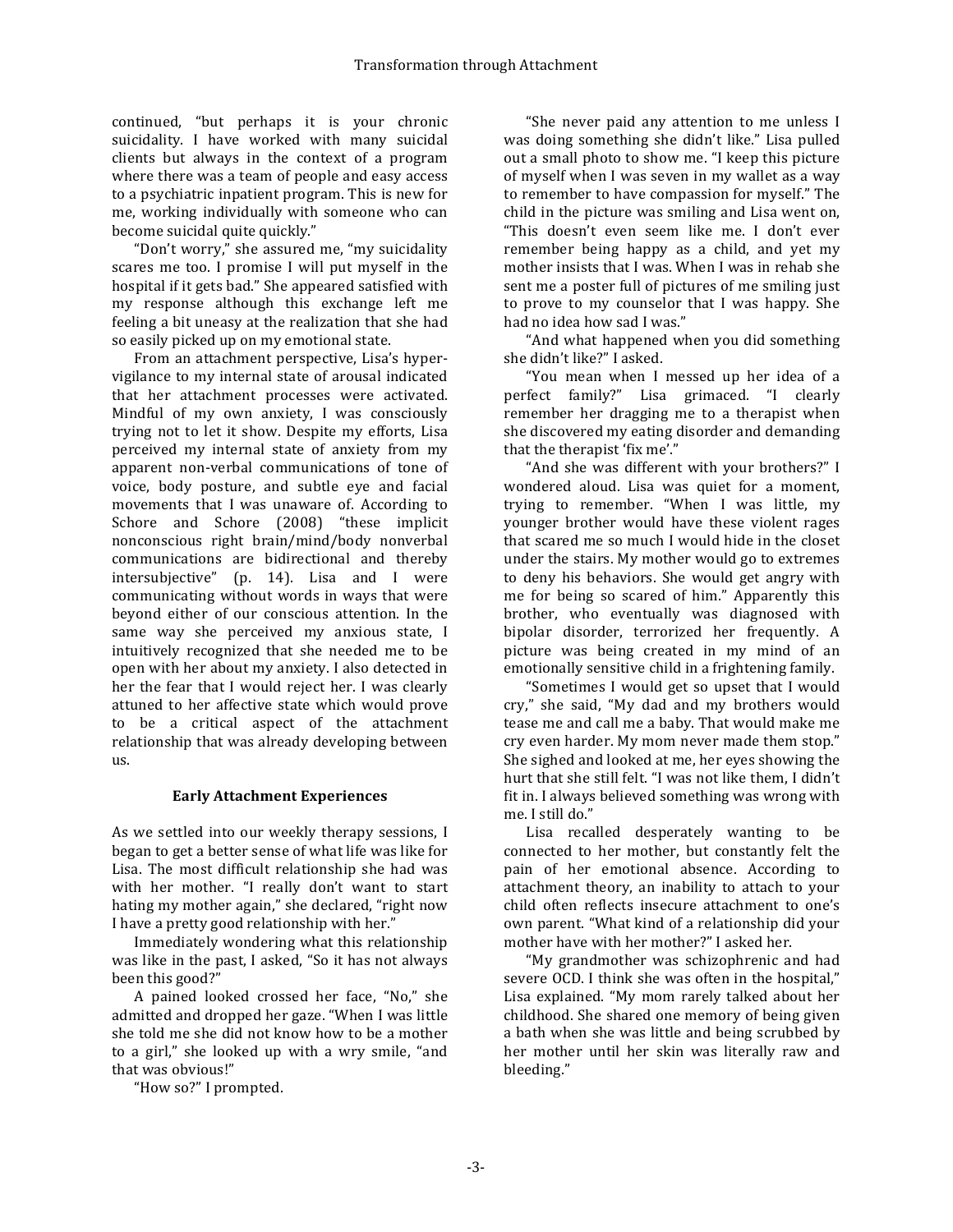continued, "but perhaps it is your chronic suicidality. I have worked with many suicidal clients but always in the context of a program where there was a team of people and easy access to a psychiatric inpatient program. This is new for me, working individually with someone who can become suicidal quite quickly."

"Don't worry," she assured me, "my suicidality scares me too. I promise I will put myself in the hospital if it gets bad." She appeared satisfied with my response although this exchange left me feeling a bit uneasy at the realization that she had so easily picked up on my emotional state.

From an attachment perspective, Lisa's hyper-vigilance to my internal state of arousal indicated that her attachment processes were activated. Mindful of my own anxiety, I was consciously trying not to let it show. Despite my efforts, Lisa perceived my internal state of anxiety from my apparent non-verbal communications of tone of voice, body posture, and subtle eye and facial movements that I was unaware of. According to Schore and Schore (2008) "these implicit nonconscious right brain/mind/body nonverbal communications are bidirectional and thereby intersubjective" (p. 14). Lisa and I were communicating without words in ways that were beyond either of our conscious attention. In the same way she perceived my anxious state, I intuitively recognized that she needed me to be open with her about my anxiety. I also detected in her the fear that I would reject her. I was clearly attuned to her affective state which would prove to be a critical aspect of the attachment relationship that was already developing between us.

## Early Attachment Experiences

As we settled into our weekly therapy sessions, I began to get a better sense of what life was like for Lisa. The most difficult relationship she had was with her mother. "I really don't want to start hating my mother again," she declared, "right now I have a pretty good relationship with her."

Immediately wondering what this relationship was like in the past, I asked, "So it has not always been this good?"

A pained looked crossed her face, "No," she admitted and dropped her gaze. "When I was little she told me she did not know how to be a mother to a girl," she looked up with a wry smile, "and that was obvious!"

"How so?" I prompted.

"She never paid any attention to me unless I was doing something she didn't like." Lisa pulled out a small photo to show me. "I keep this picture of myself when I was seven in my wallet as a way to remember to have compassion for myself." The child in the picture was smiling and Lisa went on, "This doesn't even seem like me. I don't ever remember being happy as a child, and yet my mother insists that I was. When I was in rehab she sent me a poster full of pictures of me smiling just to prove to my counselor that I was happy. She had no idea how sad I was."

"And what happened when you did something she didn't like?" I asked.

"You mean when I messed up her idea of a perfect family?" Lisa grimaced. "I clearly remember her dragging me to a therapist when she discovered my eating disorder and demanding that the therapist 'fix me'."

"And she was different with your brothers?" I wondered aloud. Lisa was quiet for a moment, trying to remember. "When I was little, my younger brother would have these violent rages that scared me so much I would hide in the closet under the stairs. My mother would go to extremes to deny his behaviors. She would get angry with me for being so scared of him." Apparently this brother, who eventually was diagnosed with bipolar disorder, terrorized her frequently. A picture was being created in my mind of an emotionally sensitive child in a frightening family.

"Sometimes I would get so upset that I would cry," she said, "My dad and my brothers would tease me and call me a baby. That would make me cry even harder. My mom never made them stop." She sighed and looked at me, her eyes showing the hurt that she still felt. "I was not like them, I didn't fit in. I always believed something was wrong with me. I still do."

Lisa recalled desperately wanting to be connected to her mother, but constantly felt the pain of her emotional absence. According to attachment theory, an inability to attach to your child often reflects insecure attachment to one's own parent. "What kind of a relationship did your mother have with her mother?" I asked her.

"My grandmother was schizophrenic and had severe OCD. I think she was often in the hospital," Lisa explained. "My mom rarely talked about her childhood. She shared one memory of being given a bath when she was little and being scrubbed by her mother until her skin was literally raw and bleeding."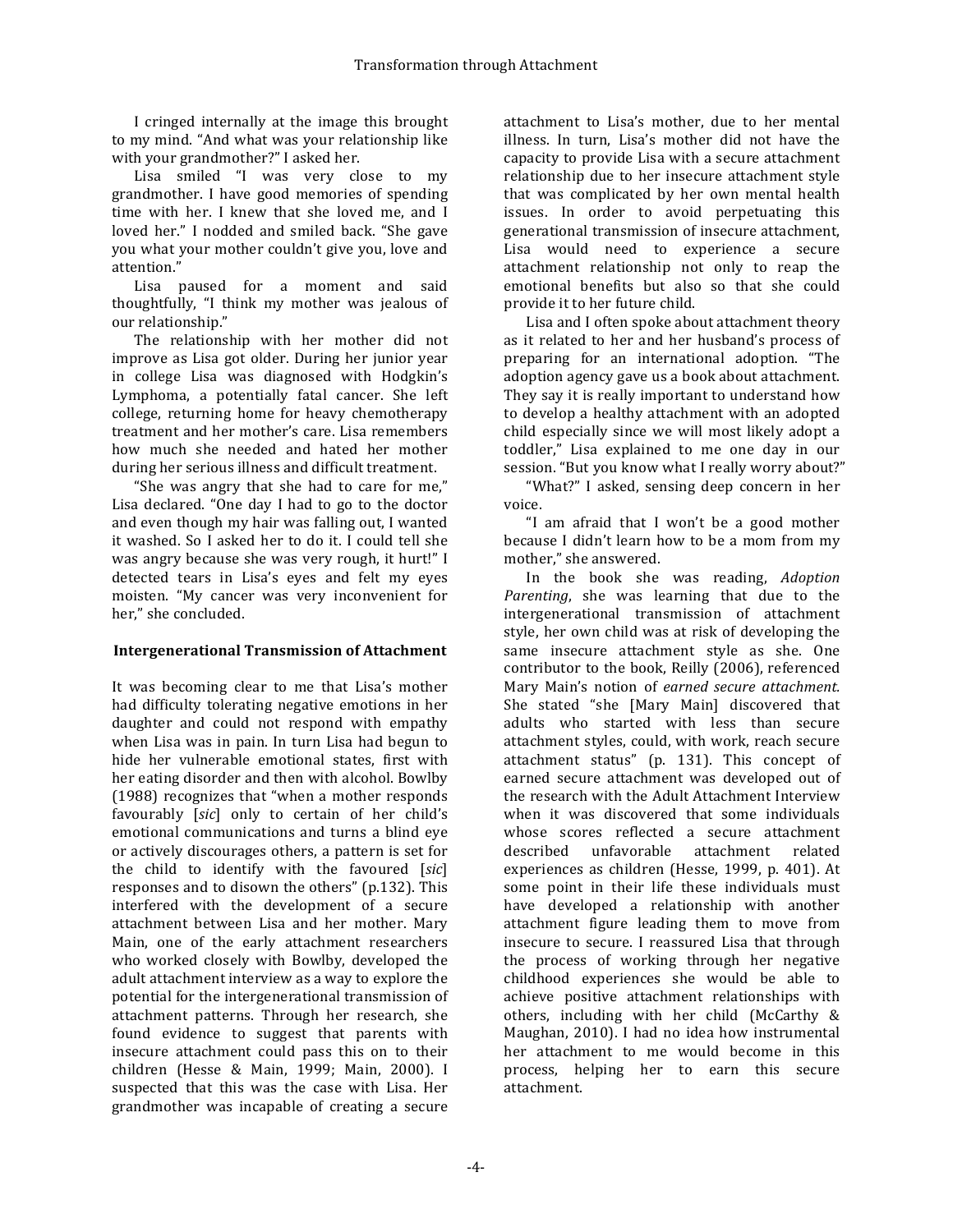I cringed internally at the image this brought to my mind. "And what was your relationship like with your grandmother?" I asked her.

Lisa smiled "I was very close to my grandmother. I have good memories of spending time with her. I knew that she loved me, and I loved her." I nodded and smiled back. "She gave you what your mother couldn't give you, love and attention."

Lisa paused for a moment and said thoughtfully, "I think my mother was jealous of our relationship."

The relationship with her mother did not improve as Lisa got older. During her junior year in college Lisa was diagnosed with Hodgkin's Lymphoma, a potentially fatal cancer. She left college, returning home for heavy chemotherapy treatment and her mother's care. Lisa remembers how much she needed and hated her mother during her serious illness and difficult treatment.

"She was angry that she had to care for me," Lisa declared. "One day I had to go to the doctor and even though my hair was falling out, I wanted it washed. So I asked her to do it. I could tell she was angry because she was very rough, it hurt!" I detected tears in Lisa's eyes and felt my eyes moisten. "My cancer was very inconvenient for her," she concluded.

**Intergenerational Transmission of Attachment**

It was becoming clear to me that Lisa's mother had difficulty tolerating negative emotions in her daughter and could not respond with empathy when Lisa was in pain. In turn Lisa had begun to hide her vulnerable emotional states, first with her eating disorder and then with alcohol. Bowlby (1988) recognizes that "when a mother responds favourably [*sic*] only to certain of her child's emotional communications and turns a blind eye or actively discourages others, a pattern is set for the child to identify with the favoured [*sic*] responses and to disown the others" (p.132). This interfered with the development of a secure attachment between Lisa and her mother. Mary Main, one of the early attachment researchers who worked closely with Bowlby, developed the adult attachment interview as a way to explore the potential for the intergenerational transmission of attachment patterns. Through her research, she found evidence to suggest that parents with insecure attachment could pass this on to their children (Hesse & Main, 1999; Main, 2000). I suspected that this was the case with Lisa. Her grandmother was incapable of creating a secure attachment to Lisa's mother, due to her mental illness. In turn, Lisa's mother did not have the capacity to provide Lisa with a secure attachment relationship due to her insecure attachment style that was complicated by her own mental health issues. In order to avoid perpetuating this generational transmission of insecure attachment, Lisa would need to experience a secure attachment relationship not only to reap the emotional benefits but also so that she could provide it to her future child.

Lisa and I often spoke about attachment theory as it related to her and her husband's process of preparing for an international adoption. "The adoption agency gave us a book about attachment. They say it is really important to understand how to develop a healthy attachment with an adopted child especially since we will most likely adopt a toddler," Lisa explained to me one day in our session. "But you know what I really worry about?"

"What?" I asked, sensing deep concern in her voice.

"I am afraid that I won't be a good mother because I didn't learn how to be a mom from my mother," she answered.

In the book she was reading, *Adoption Parenting*, she was learning that due to the intergenerational transmission of attachment style, her own child was at risk of developing the same insecure attachment style as she. One contributor to the book, Reilly (2006), referenced Mary Main's notion of *earned secure attachment.* She stated "she [Mary Main] discovered that adults who started with less than secure attachment styles, could, with work, reach secure attachment status" (p. 131). This concept of earned secure attachment was developed out of the research with the Adult Attachment Interview when it was discovered that some individuals whose scores reflected a secure attachment described unfavorable attachment related experiences as children (Hesse, 1999, p. 401). At some point in their life these individuals must have developed a relationship with another attachment figure leading them to move from insecure to secure. I reassured Lisa that through the process of working through her negative childhood experiences she would be able to achieve positive attachment relationships with others, including with her child (McCarthy & Maughan, 2010). I had no idea how instrumental her attachment to me would become in this process, helping her to earn this secure attachment.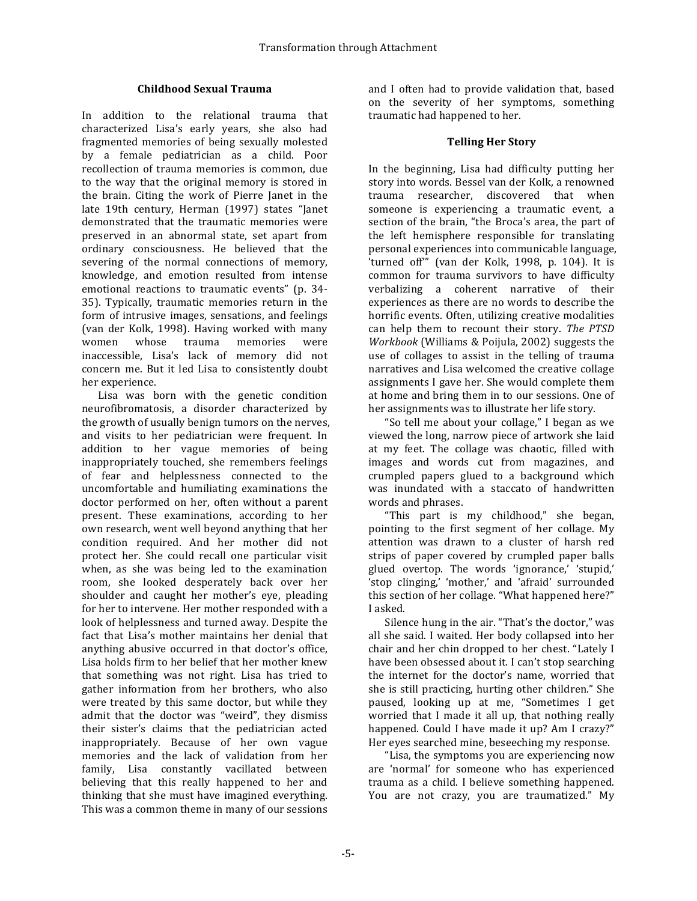### Childhood Sexual Trauma

In addition to the relational trauma that characterized Lisa's early years, she also had fragmented memories of being sexually molested by a female pediatrician as a child. Poor recollection of trauma memories is common, due to the way that the original memory is stored in the brain. Citing the work of Pierre Janet in the late 19th century, Herman (1997) states "Janet demonstrated that the traumatic memories were preserved in an abnormal state, set apart from ordinary consciousness. He believed that the severing of the normal connections of memory, knowledge, and emotion resulted from intense emotional reactions to traumatic events" (p. 34-35). Typically, traumatic memories return in the form of intrusive images, sensations, and feelings (van der Kolk, 1998). Having worked with many women whose trauma memories were inaccessible, Lisa's lack of memory did not concern me. But it led Lisa to consistently doubt her experience.

Lisa was born with the genetic condition neurofibromatosis, a disorder characterized by the growth of usually benign tumors on the nerves, and visits to her pediatrician were frequent. In addition to her vague memories of being inappropriately touched, she remembers feelings of fear and helplessness connected to the uncomfortable and humiliating examinations the doctor performed on her, often without a parent present. These examinations, according to her own research, went well beyond anything that her condition required. And her mother did not protect her. She could recall one particular visit when, as she was being led to the examination room, she looked desperately back over her shoulder and caught her mother's eye, pleading for her to intervene. Her mother responded with a look of helplessness and turned away. Despite the fact that Lisa's mother maintains her denial that anything abusive occurred in that doctor's office, Lisa holds firm to her belief that her mother knew that something was not right. Lisa has tried to gather information from her brothers, who also were treated by this same doctor, but while they admit that the doctor was "weird", they dismiss their sister's claims that the pediatrician acted inappropriately. Because of her own vague memories and the lack of validation from her family, Lisa constantly vacillated between believing that this really happened to her and thinking that she must have imagined everything. This was a common theme in many of our sessions and I often had to provide validation that, based on the severity of her symptoms, something traumatic had happened to her.

### Telling Her Story

In the beginning, Lisa had difficulty putting her story into words. Bessel van der Kolk, a renowned trauma researcher, discovered that when someone is experiencing a traumatic event, a section of the brain, "the Broca's area, the part of the left hemisphere responsible for translating personal experiences into communicable language, 'turned off'" (van der Kolk, 1998, p. 104). It is common for trauma survivors to have difficulty verbalizing a coherent narrative of their experiences as there are no words to describe the horrific events. Often, utilizing creative modalities can help them to recount their story. *The PTSD Workbook* (Williams & Poijula, 2002) suggests the use of collages to assist in the telling of trauma narratives and Lisa welcomed the creative collage assignments I gave her. She would complete them at home and bring them in to our sessions. One of her assignments was to illustrate her life story.

"So tell me about your collage," I began as we viewed the long, narrow piece of artwork she laid at my feet. The collage was chaotic, filled with images and words cut from magazines, and crumpled papers glued to a background which was inundated with a staccato of handwritten words and phrases.

"This part is my childhood," she began, pointing to the first segment of her collage. My attention was drawn to a cluster of harsh red strips of paper covered by crumpled paper balls glued overtop. The words 'ignorance,' 'stupid,' 'stop clinging,' 'mother,' and 'afraid' surrounded this section of her collage. "What happened here?" I asked.

Silence hung in the air. "That's the doctor," was all she said. I waited. Her body collapsed into her chair and her chin dropped to her chest. "Lately I have been obsessed about it. I can't stop searching the internet for the doctor's name, worried that she is still practicing, hurting other children." She paused, looking up at me, "Sometimes I get worried that I made it all up, that nothing really happened. Could I have made it up? Am I crazy?" Her eyes searched mine, beseeching my response.

"Lisa, the symptoms you are experiencing now are 'normal' for someone who has experienced trauma as a child. I believe something happened. You are not crazy, you are traumatized." My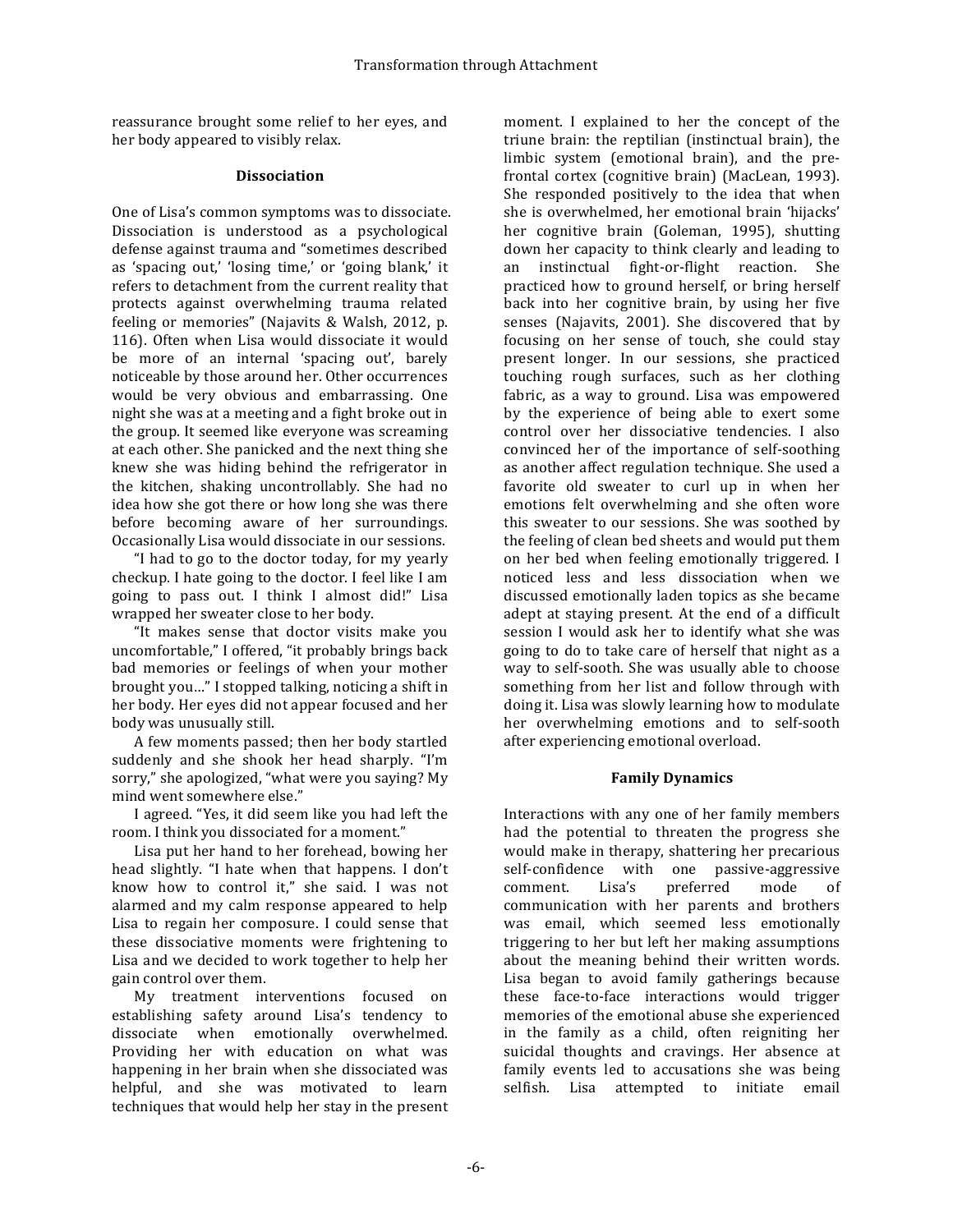reassurance brought some relief to her eyes, and her body appeared to visibly relax.

### Dissociation

One of Lisa's common symptoms was to dissociate. Dissociation is understood as a psychological defense against trauma and "sometimes described as 'spacing out,' 'losing time,' or 'going blank,' it refers to detachment from the current reality that protects against overwhelming trauma related feeling or memories" (Najavits & Walsh, 2012, p. 116). Often when Lisa would dissociate it would be more of an internal 'spacing out', barely noticeable by those around her. Other occurrences would be very obvious and embarrassing. One night she was at a meeting and a fight broke out in the group. It seemed like everyone was screaming at each other. She panicked and the next thing she knew she was hiding behind the refrigerator in the kitchen, shaking uncontrollably. She had no idea how she got there or how long she was there before becoming aware of her surroundings. Occasionally Lisa would dissociate in our sessions.

"I had to go to the doctor today, for my yearly checkup. I hate going to the doctor. I feel like I am going to pass out. I think I almost did!" Lisa wrapped her sweater close to her body.

"It makes sense that doctor visits make you uncomfortable," I offered, "it probably brings back bad memories or feelings of when your mother brought you…" I stopped talking, noticing a shift in her body. Her eyes did not appear focused and her body was unusually still.

A few moments passed; then her body startled suddenly and she shook her head sharply. "I'm sorry," she apologized, "what were you saying? My mind went somewhere else."

I agreed. "Yes, it did seem like you had left the room. I think you dissociated for a moment."

Lisa put her hand to her forehead, bowing her head slightly. "I hate when that happens. I don't know how to control it," she said. I was not alarmed and my calm response appeared to help Lisa to regain her composure. I could sense that these dissociative moments were frightening to Lisa and we decided to work together to help her gain control over them.

My treatment interventions focused on establishing safety around Lisa's tendency to dissociate when emotionally overwhelmed. Providing her with education on what was happening in her brain when she dissociated was helpful, and she was motivated to learn techniques that would help her stay in the present moment. I explained to her the concept of the triune brain: the reptilian (instinctual brain), the limbic system (emotional brain), and the pre-frontal cortex (cognitive brain) (MacLean, 1993). She responded positively to the idea that when she is overwhelmed, her emotional brain 'hijacks' her cognitive brain (Goleman, 1995), shutting down her capacity to think clearly and leading to an instinctual fight-or-flight reaction. She practiced how to ground herself, or bring herself back into her cognitive brain, by using her five senses (Najavits, 2001). She discovered that by focusing on her sense of touch, she could stay present longer. In our sessions, she practiced touching rough surfaces, such as her clothing fabric, as a way to ground. Lisa was empowered by the experience of being able to exert some control over her dissociative tendencies. I also convinced her of the importance of self-soothing as another affect regulation technique. She used a favorite old sweater to curl up in when her emotions felt overwhelming and she often wore this sweater to our sessions. She was soothed by the feeling of clean bed sheets and would put them on her bed when feeling emotionally triggered. I noticed less and less dissociation when we discussed emotionally laden topics as she became adept at staying present. At the end of a difficult session I would ask her to identify what she was going to do to take care of herself that night as a way to self-sooth. She was usually able to choose something from her list and follow through with doing it. Lisa was slowly learning how to modulate her overwhelming emotions and to self-sooth after experiencing emotional overload.

### Family Dynamics

Interactions with any one of her family members had the potential to threaten the progress she would make in therapy, shattering her precarious self-confidence with one passive-aggressive comment. Lisa's preferred mode of communication with her parents and brothers was email, which seemed less emotionally triggering to her but left her making assumptions about the meaning behind their written words. Lisa began to avoid family gatherings because these face-to-face interactions would trigger memories of the emotional abuse she experienced in the family as a child, often reigniting her suicidal thoughts and cravings. Her absence at family events led to accusations she was being selfish. Lisa attempted to initiate email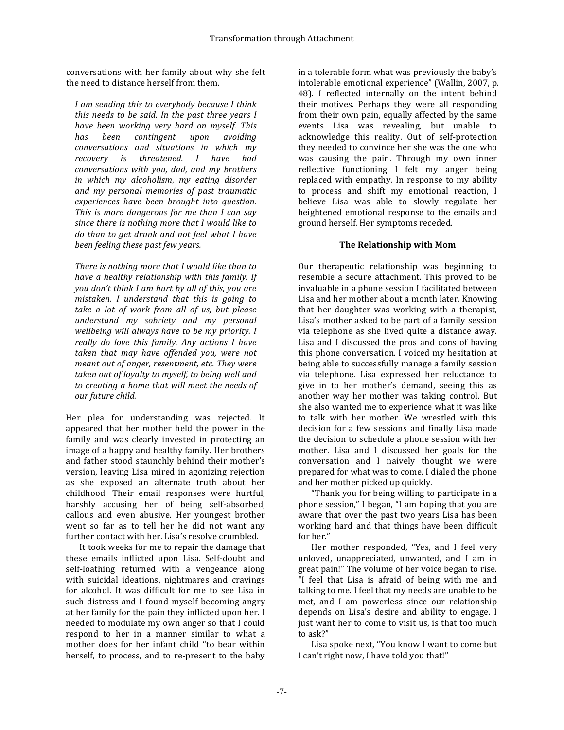conversations with her family about why she felt the need to distance herself from them.

> *I am sending this to everybody because I think this needs to be said. In the past three years I have been working very hard on myself. This has been contingent upon avoiding conversations and situations in which my recovery is threatened. I have had conversations with you, dad, and my brothers in which my alcoholism, my eating disorder and my personal memories of past traumatic experiences have been brought into question. This is more dangerous for me than I can say since there is nothing more that I would like to do than to get drunk and not feel what I have been feeling these past few years.*
>
> *There is nothing more that I would like than to have a healthy relationship with this family. If you don't think I am hurt by all of this, you are mistaken. I understand that this is going to take a lot of work from all of us, but please understand my sobriety and my personal wellbeing will always have to be my priority. I really do love this family. Any actions I have taken that may have offended you, were not meant out of anger, resentment, etc. They were taken out of loyalty to myself, to being well and to creating a home that will meet the needs of our future child.*

Her plea for understanding was rejected. It appeared that her mother held the power in the family and was clearly invested in protecting an image of a happy and healthy family. Her brothers and father stood staunchly behind their mother's version, leaving Lisa mired in agonizing rejection as she exposed an alternate truth about her childhood. Their email responses were hurtful, harshly accusing her of being self-absorbed, callous and even abusive. Her youngest brother went so far as to tell her he did not want any further contact with her. Lisa's resolve crumbled.

It took weeks for me to repair the damage that these emails inflicted upon Lisa. Self-doubt and self-loathing returned with a vengeance along with suicidal ideations, nightmares and cravings for alcohol. It was difficult for me to see Lisa in such distress and I found myself becoming angry at her family for the pain they inflicted upon her. I needed to modulate my own anger so that I could respond to her in a manner similar to what a mother does for her infant child "to bear within herself, to process, and to re-present to the baby in a tolerable form what was previously the baby's intolerable emotional experience" (Wallin, 2007, p. 48). I reflected internally on the intent behind their motives. Perhaps they were all responding from their own pain, equally affected by the same events Lisa was revealing, but unable to acknowledge this reality. Out of self-protection they needed to convince her she was the one who was causing the pain. Through my own inner reflective functioning I felt my anger being replaced with empathy. In response to my ability to process and shift my emotional reaction, I believe Lisa was able to slowly regulate her heightened emotional response to the emails and ground herself. Her symptoms receded.

### The Relationship with Mom

Our therapeutic relationship was beginning to resemble a secure attachment. This proved to be invaluable in a phone session I facilitated between Lisa and her mother about a month later. Knowing that her daughter was working with a therapist, Lisa's mother asked to be part of a family session via telephone as she lived quite a distance away. Lisa and I discussed the pros and cons of having this phone conversation. I voiced my hesitation at being able to successfully manage a family session via telephone. Lisa expressed her reluctance to give in to her mother's demand, seeing this as another way her mother was taking control. But she also wanted me to experience what it was like to talk with her mother. We wrestled with this decision for a few sessions and finally Lisa made the decision to schedule a phone session with her mother. Lisa and I discussed her goals for the conversation and I naively thought we were prepared for what was to come. I dialed the phone and her mother picked up quickly.

"Thank you for being willing to participate in a phone session," I began, "I am hoping that you are aware that over the past two years Lisa has been working hard and that things have been difficult for her."

Her mother responded, "Yes, and I feel very unloved, unappreciated, unwanted, and I am in great pain!" The volume of her voice began to rise. "I feel that Lisa is afraid of being with me and talking to me. I feel that my needs are unable to be met, and I am powerless since our relationship depends on Lisa's desire and ability to engage. I just want her to come to visit us, is that too much to ask?"

Lisa spoke next, "You know I want to come but I can't right now, I have told you that!"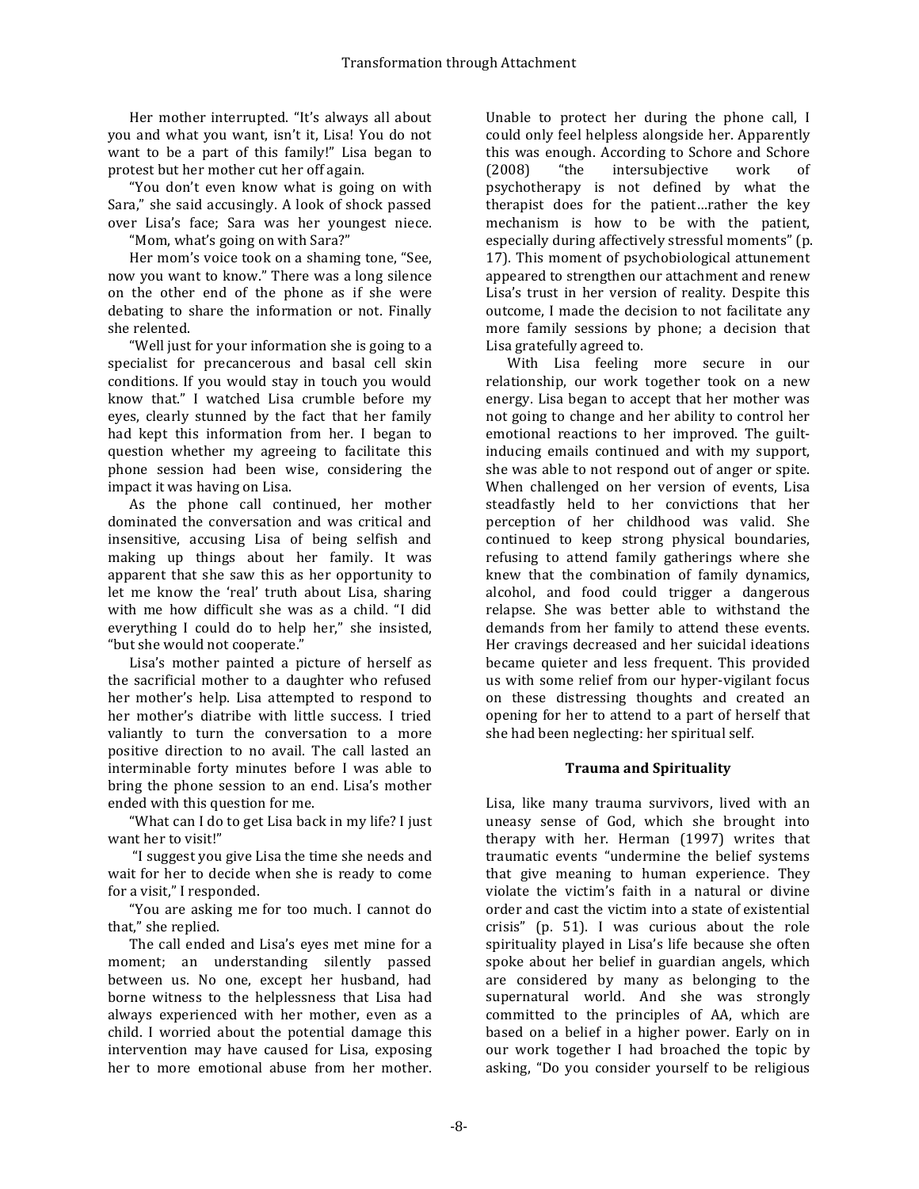Her mother interrupted. "It's always all about you and what you want, isn't it, Lisa! You do not want to be a part of this family!" Lisa began to protest but her mother cut her off again.

"You don't even know what is going on with Sara," she said accusingly. A look of shock passed over Lisa's face; Sara was her youngest niece.

"Mom, what's going on with Sara?"

Her mom's voice took on a shaming tone, "See, now you want to know." There was a long silence on the other end of the phone as if she were debating to share the information or not. Finally she relented.

"Well just for your information she is going to a specialist for precancerous and basal cell skin conditions. If you would stay in touch you would know that." I watched Lisa crumble before my eyes, clearly stunned by the fact that her family had kept this information from her. I began to question whether my agreeing to facilitate this phone session had been wise, considering the impact it was having on Lisa.

As the phone call continued, her mother dominated the conversation and was critical and insensitive, accusing Lisa of being selfish and making up things about her family. It was apparent that she saw this as her opportunity to let me know the 'real' truth about Lisa, sharing with me how difficult she was as a child. "I did everything I could do to help her," she insisted, "but she would not cooperate."

Lisa's mother painted a picture of herself as the sacrificial mother to a daughter who refused her mother's help. Lisa attempted to respond to her mother's diatribe with little success. I tried valiantly to turn the conversation to a more positive direction to no avail. The call lasted an interminable forty minutes before I was able to bring the phone session to an end. Lisa's mother ended with this question for me.

"What can I do to get Lisa back in my life? I just want her to visit!"

"I suggest you give Lisa the time she needs and wait for her to decide when she is ready to come for a visit," I responded.

"You are asking me for too much. I cannot do that," she replied.

The call ended and Lisa's eyes met mine for a moment; an understanding silently passed between us. No one, except her husband, had borne witness to the helplessness that Lisa had always experienced with her mother, even as a child. I worried about the potential damage this intervention may have caused for Lisa, exposing her to more emotional abuse from her mother. Unable to protect her during the phone call, I could only feel helpless alongside her. Apparently this was enough. According to Schore and Schore (2008) "the intersubjective work of psychotherapy is not defined by what the therapist does for the patient…rather the key mechanism is how to be with the patient, especially during affectively stressful moments" (p. 17). This moment of psychobiological attunement appeared to strengthen our attachment and renew Lisa's trust in her version of reality. Despite this outcome, I made the decision to not facilitate any more family sessions by phone; a decision that Lisa gratefully agreed to.

With Lisa feeling more secure in our relationship, our work together took on a new energy. Lisa began to accept that her mother was not going to change and her ability to control her emotional reactions to her improved. The guilt-inducing emails continued and with my support, she was able to not respond out of anger or spite. When challenged on her version of events, Lisa steadfastly held to her convictions that her perception of her childhood was valid. She continued to keep strong physical boundaries, refusing to attend family gatherings where she knew that the combination of family dynamics, alcohol, and food could trigger a dangerous relapse. She was better able to withstand the demands from her family to attend these events. Her cravings decreased and her suicidal ideations became quieter and less frequent. This provided us with some relief from our hyper-vigilant focus on these distressing thoughts and created an opening for her to attend to a part of herself that she had been neglecting: her spiritual self.

## Trauma and Spirituality

Lisa, like many trauma survivors, lived with an uneasy sense of God, which she brought into therapy with her. Herman (1997) writes that traumatic events "undermine the belief systems that give meaning to human experience. They violate the victim's faith in a natural or divine order and cast the victim into a state of existential crisis" (p. 51). I was curious about the role spirituality played in Lisa's life because she often spoke about her belief in guardian angels, which are considered by many as belonging to the supernatural world. And she was strongly committed to the principles of AA, which are based on a belief in a higher power. Early on in our work together I had broached the topic by asking, "Do you consider yourself to be religious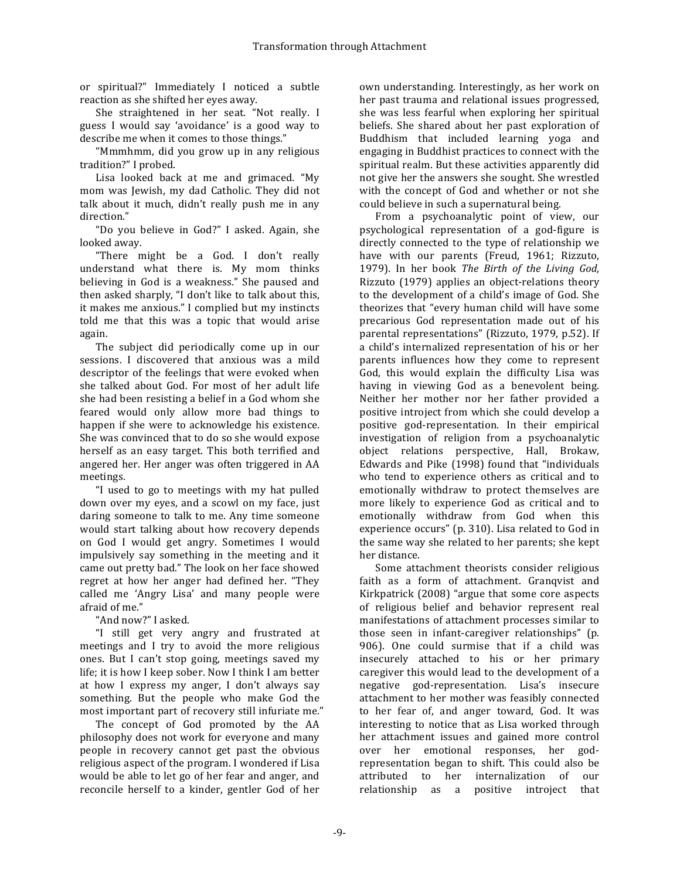or spiritual?" Immediately I noticed a subtle reaction as she shifted her eyes away.

She straightened in her seat. "Not really. I guess I would say 'avoidance' is a good way to describe me when it comes to those things."

"Mmmhmm, did you grow up in any religious tradition?" I probed.

Lisa looked back at me and grimaced. "My mom was Jewish, my dad Catholic. They did not talk about it much, didn't really push me in any direction."

"Do you believe in God?" I asked. Again, she looked away.

"There might be a God. I don't really understand what there is. My mom thinks believing in God is a weakness." She paused and then asked sharply, "I don't like to talk about this, it makes me anxious." I complied but my instincts told me that this was a topic that would arise again.

The subject did periodically come up in our sessions. I discovered that anxious was a mild descriptor of the feelings that were evoked when she talked about God. For most of her adult life she had been resisting a belief in a God whom she feared would only allow more bad things to happen if she were to acknowledge his existence. She was convinced that to do so she would expose herself as an easy target. This both terrified and angered her. Her anger was often triggered in AA meetings.

"I used to go to meetings with my hat pulled down over my eyes, and a scowl on my face, just daring someone to talk to me. Any time someone would start talking about how recovery depends on God I would get angry. Sometimes I would impulsively say something in the meeting and it came out pretty bad." The look on her face showed regret at how her anger had defined her. "They called me 'Angry Lisa' and many people were afraid of me."

"And now?" I asked.

"I still get very angry and frustrated at meetings and I try to avoid the more religious ones. But I can't stop going, meetings saved my life; it is how I keep sober. Now I think I am better at how I express my anger, I don't always say something. But the people who make God the most important part of recovery still infuriate me."

The concept of God promoted by the AA philosophy does not work for everyone and many people in recovery cannot get past the obvious religious aspect of the program. I wondered if Lisa would be able to let go of her fear and anger, and reconcile herself to a kinder, gentler God of her own understanding. Interestingly, as her work on her past trauma and relational issues progressed, she was less fearful when exploring her spiritual beliefs. She shared about her past exploration of Buddhism that included learning yoga and engaging in Buddhist practices to connect with the spiritual realm. But these activities apparently did not give her the answers she sought. She wrestled with the concept of God and whether or not she could believe in such a supernatural being.

From a psychoanalytic point of view, our psychological representation of a god-figure is directly connected to the type of relationship we have with our parents (Freud, 1961; Rizzuto, 1979). In her book *The Birth of the Living God,* Rizzuto (1979) applies an object-relations theory to the development of a child's image of God. She theorizes that "every human child will have some precarious God representation made out of his parental representations" (Rizzuto, 1979, p.52). If a child's internalized representation of his or her parents influences how they come to represent God, this would explain the difficulty Lisa was having in viewing God as a benevolent being. Neither her mother nor her father provided a positive introject from which she could develop a positive god-representation. In their empirical investigation of religion from a psychoanalytic object relations perspective, Hall, Brokaw, Edwards and Pike (1998) found that "individuals who tend to experience others as critical and to emotionally withdraw to protect themselves are more likely to experience God as critical and to emotionally withdraw from God when this experience occurs" (p. 310). Lisa related to God in the same way she related to her parents; she kept her distance.

Some attachment theorists consider religious faith as a form of attachment. Granqvist and Kirkpatrick (2008) "argue that some core aspects of religious belief and behavior represent real manifestations of attachment processes similar to those seen in infant-caregiver relationships" (p. 906). One could surmise that if a child was insecurely attached to his or her primary caregiver this would lead to the development of a negative god-representation. Lisa's insecure attachment to her mother was feasibly connected to her fear of, and anger toward, God. It was interesting to notice that as Lisa worked through her attachment issues and gained more control over her emotional responses, her god-representation began to shift. This could also be attributed to her internalization of our relationship as a positive introject that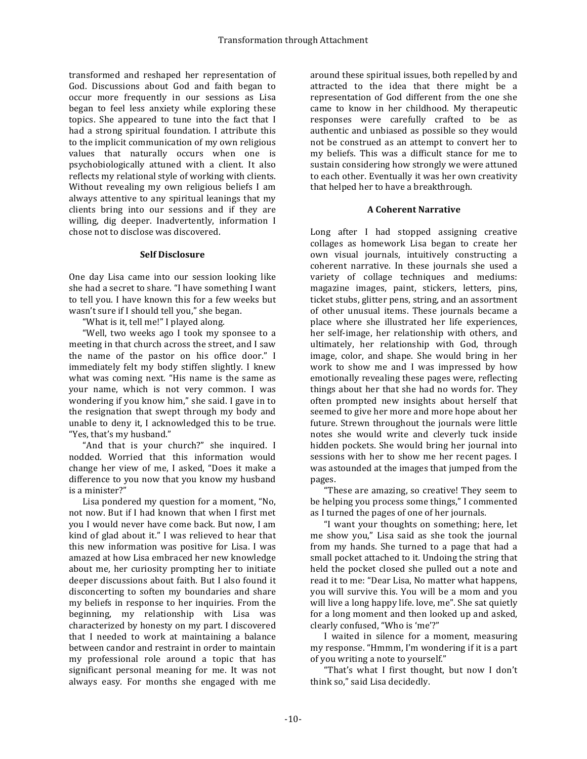transformed and reshaped her representation of God. Discussions about God and faith began to occur more frequently in our sessions as Lisa began to feel less anxiety while exploring these topics. She appeared to tune into the fact that I had a strong spiritual foundation. I attribute this to the implicit communication of my own religious values that naturally occurs when one is psychobiologically attuned with a client. It also reflects my relational style of working with clients. Without revealing my own religious beliefs I am always attentive to any spiritual leanings that my clients bring into our sessions and if they are willing, dig deeper. Inadvertently, information I chose not to disclose was discovered.

### Self Disclosure

One day Lisa came into our session looking like she had a secret to share. "I have something I want to tell you. I have known this for a few weeks but wasn't sure if I should tell you," she began.

"What is it, tell me!" I played along.

"Well, two weeks ago I took my sponsee to a meeting in that church across the street, and I saw the name of the pastor on his office door." I immediately felt my body stiffen slightly. I knew what was coming next. "His name is the same as your name, which is not very common. I was wondering if you know him," she said. I gave in to the resignation that swept through my body and unable to deny it, I acknowledged this to be true. "Yes, that's my husband."

"And that is your church?" she inquired. I nodded. Worried that this information would change her view of me, I asked, "Does it make a difference to you now that you know my husband is a minister?"

Lisa pondered my question for a moment, "No, not now. But if I had known that when I first met you I would never have come back. But now, I am kind of glad about it." I was relieved to hear that this new information was positive for Lisa. I was amazed at how Lisa embraced her new knowledge about me, her curiosity prompting her to initiate deeper discussions about faith. But I also found it disconcerting to soften my boundaries and share my beliefs in response to her inquiries. From the beginning, my relationship with Lisa was characterized by honesty on my part. I discovered that I needed to work at maintaining a balance between candor and restraint in order to maintain my professional role around a topic that has significant personal meaning for me. It was not always easy. For months she engaged with me around these spiritual issues, both repelled by and attracted to the idea that there might be a representation of God different from the one she came to know in her childhood. My therapeutic responses were carefully crafted to be as authentic and unbiased as possible so they would not be construed as an attempt to convert her to my beliefs. This was a difficult stance for me to sustain considering how strongly we were attuned to each other. Eventually it was her own creativity that helped her to have a breakthrough.

### A Coherent Narrative

Long after I had stopped assigning creative collages as homework Lisa began to create her own visual journals, intuitively constructing a coherent narrative. In these journals she used a variety of collage techniques and mediums: magazine images, paint, stickers, letters, pins, ticket stubs, glitter pens, string, and an assortment of other unusual items. These journals became a place where she illustrated her life experiences, her self-image, her relationship with others, and ultimately, her relationship with God, through image, color, and shape. She would bring in her work to show me and I was impressed by how emotionally revealing these pages were, reflecting things about her that she had no words for. They often prompted new insights about herself that seemed to give her more and more hope about her future. Strewn throughout the journals were little notes she would write and cleverly tuck inside hidden pockets. She would bring her journal into sessions with her to show me her recent pages. I was astounded at the images that jumped from the pages.

"These are amazing, so creative! They seem to be helping you process some things," I commented as I turned the pages of one of her journals.

"I want your thoughts on something; here, let me show you," Lisa said as she took the journal from my hands. She turned to a page that had a small pocket attached to it. Undoing the string that held the pocket closed she pulled out a note and read it to me: "Dear Lisa, No matter what happens, you will survive this. You will be a mom and you will live a long happy life. love, me". She sat quietly for a long moment and then looked up and asked, clearly confused, "Who is 'me'?"

I waited in silence for a moment, measuring my response. "Hmmm, I'm wondering if it is a part of you writing a note to yourself."

"That's what I first thought, but now I don't think so," said Lisa decidedly.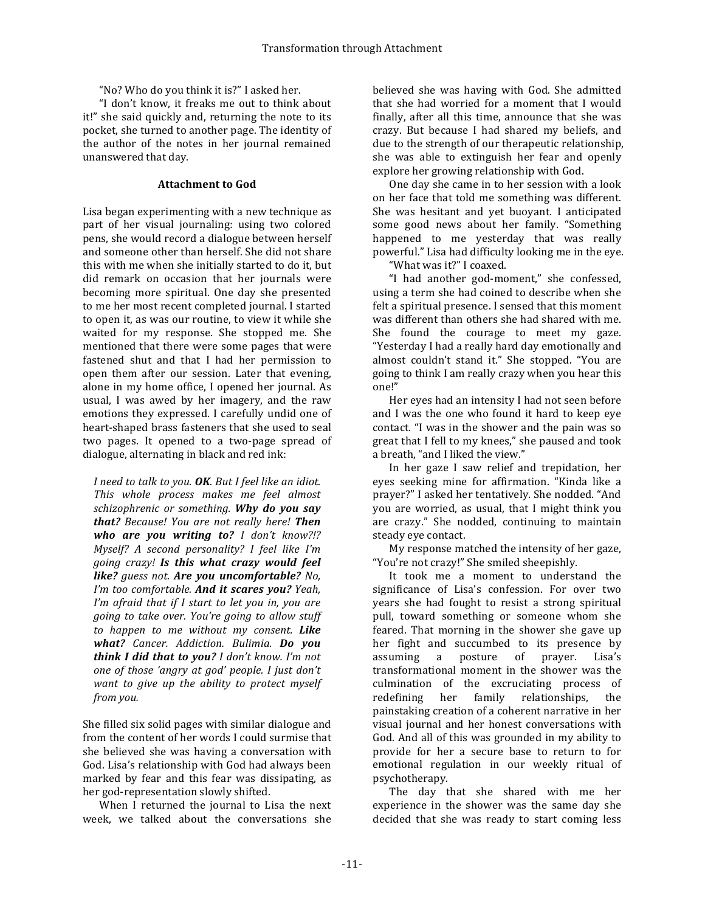"No? Who do you think it is?" I asked her.

"I don't know, it freaks me out to think about it!" she said quickly and, returning the note to its pocket, she turned to another page. The identity of the author of the notes in her journal remained unanswered that day.

**Attachment to God**

Lisa began experimenting with a new technique as part of her visual journaling: using two colored pens, she would record a dialogue between herself and someone other than herself. She did not share this with me when she initially started to do it, but did remark on occasion that her journals were becoming more spiritual. One day she presented to me her most recent completed journal. I started to open it, as was our routine, to view it while she waited for my response. She stopped me. She mentioned that there were some pages that were fastened shut and that I had her permission to open them after our session. Later that evening, alone in my home office, I opened her journal. As usual, I was awed by her imagery, and the raw emotions they expressed. I carefully undid one of heart-shaped brass fasteners that she used to seal two pages. It opened to a two-page spread of dialogue, alternating in black and red ink:

> *I need to talk to you.* ***OK****. But I feel like an idiot. This whole process makes me feel almost schizophrenic or something.* ***Why do you say that?*** *Because! You are not really here!* ***Then who are you writing to?*** *I don't know?!? Myself? A second personality? I feel like I'm going crazy!* ***Is this what crazy would feel like?*** *guess not.* ***Are you uncomfortable?*** *No, I'm too comfortable.* ***And it scares you?*** *Yeah, I'm afraid that if I start to let you in, you are going to take over. You're going to allow stuff to happen to me without my consent.* ***Like what?*** *Cancer. Addiction. Bulimia.* ***Do you think I did that to you?*** *I don't know. I'm not one of those 'angry at god' people. I just don't want to give up the ability to protect myself from you.*

She filled six solid pages with similar dialogue and from the content of her words I could surmise that she believed she was having a conversation with God. Lisa's relationship with God had always been marked by fear and this fear was dissipating, as her god-representation slowly shifted.

When I returned the journal to Lisa the next week, we talked about the conversations she believed she was having with God. She admitted that she had worried for a moment that I would finally, after all this time, announce that she was crazy. But because I had shared my beliefs, and due to the strength of our therapeutic relationship, she was able to extinguish her fear and openly explore her growing relationship with God.

One day she came in to her session with a look on her face that told me something was different. She was hesitant and yet buoyant. I anticipated some good news about her family. "Something happened to me yesterday that was really powerful." Lisa had difficulty looking me in the eye.

"What was it?" I coaxed.

"I had another god-moment," she confessed, using a term she had coined to describe when she felt a spiritual presence. I sensed that this moment was different than others she had shared with me. She found the courage to meet my gaze. "Yesterday I had a really hard day emotionally and almost couldn't stand it." She stopped. "You are going to think I am really crazy when you hear this one!"

Her eyes had an intensity I had not seen before and I was the one who found it hard to keep eye contact. "I was in the shower and the pain was so great that I fell to my knees," she paused and took a breath, "and I liked the view."

In her gaze I saw relief and trepidation, her eyes seeking mine for affirmation. "Kinda like a prayer?" I asked her tentatively. She nodded. "And you are worried, as usual, that I might think you are crazy." She nodded, continuing to maintain steady eye contact.

My response matched the intensity of her gaze, "You're not crazy!" She smiled sheepishly.

It took me a moment to understand the significance of Lisa's confession. For over two years she had fought to resist a strong spiritual pull, toward something or someone whom she feared. That morning in the shower she gave up her fight and succumbed to its presence by assuming a posture of prayer. Lisa's transformational moment in the shower was the culmination of the excruciating process of redefining her family relationships, the painstaking creation of a coherent narrative in her visual journal and her honest conversations with God. And all of this was grounded in my ability to provide for her a secure base to return to for emotional regulation in our weekly ritual of psychotherapy.

The day that she shared with me her experience in the shower was the same day she decided that she was ready to start coming less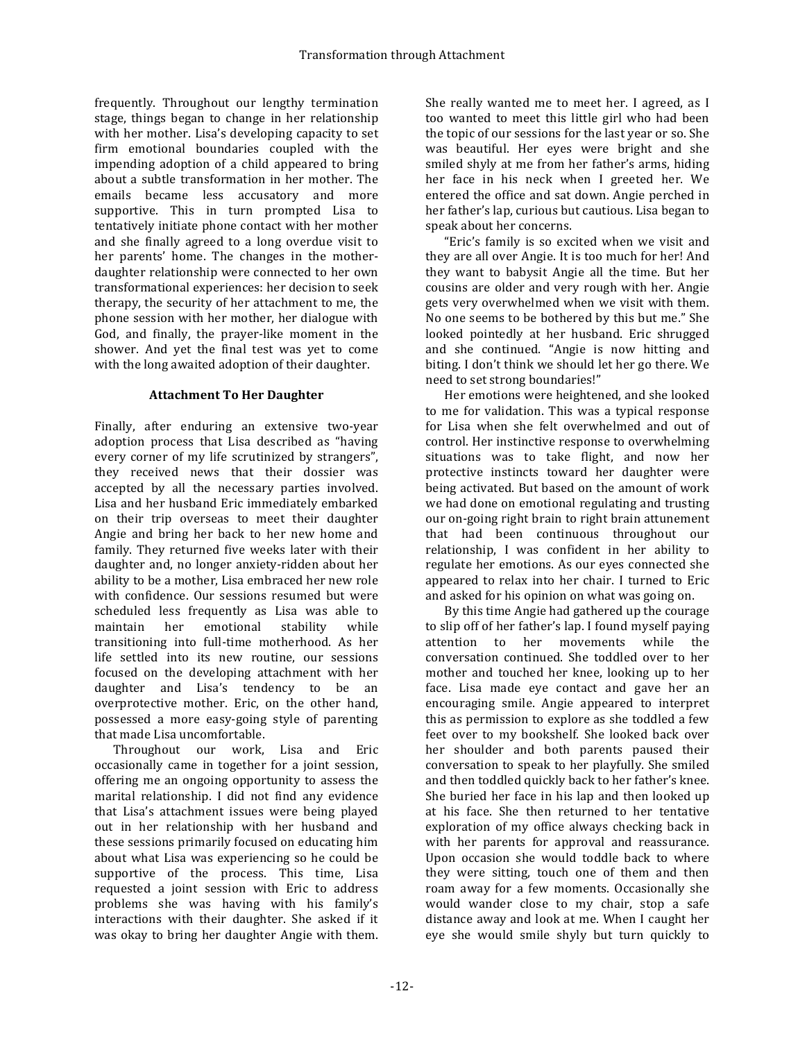frequently. Throughout our lengthy termination stage, things began to change in her relationship with her mother. Lisa's developing capacity to set firm emotional boundaries coupled with the impending adoption of a child appeared to bring about a subtle transformation in her mother. The emails became less accusatory and more supportive. This in turn prompted Lisa to tentatively initiate phone contact with her mother and she finally agreed to a long overdue visit to her parents' home. The changes in the mother-daughter relationship were connected to her own transformational experiences: her decision to seek therapy, the security of her attachment to me, the phone session with her mother, her dialogue with God, and finally, the prayer-like moment in the shower. And yet the final test was yet to come with the long awaited adoption of their daughter.

### Attachment To Her Daughter

Finally, after enduring an extensive two-year adoption process that Lisa described as "having every corner of my life scrutinized by strangers", they received news that their dossier was accepted by all the necessary parties involved. Lisa and her husband Eric immediately embarked on their trip overseas to meet their daughter Angie and bring her back to her new home and family. They returned five weeks later with their daughter and, no longer anxiety-ridden about her ability to be a mother, Lisa embraced her new role with confidence. Our sessions resumed but were scheduled less frequently as Lisa was able to maintain her emotional stability while transitioning into full-time motherhood. As her life settled into its new routine, our sessions focused on the developing attachment with her daughter and Lisa's tendency to be an overprotective mother. Eric, on the other hand, possessed a more easy-going style of parenting that made Lisa uncomfortable.

Throughout our work, Lisa and Eric occasionally came in together for a joint session, offering me an ongoing opportunity to assess the marital relationship. I did not find any evidence that Lisa's attachment issues were being played out in her relationship with her husband and these sessions primarily focused on educating him about what Lisa was experiencing so he could be supportive of the process. This time, Lisa requested a joint session with Eric to address problems she was having with his family's interactions with their daughter. She asked if it was okay to bring her daughter Angie with them. She really wanted me to meet her. I agreed, as I too wanted to meet this little girl who had been the topic of our sessions for the last year or so. She was beautiful. Her eyes were bright and she smiled shyly at me from her father's arms, hiding her face in his neck when I greeted her. We entered the office and sat down. Angie perched in her father's lap, curious but cautious. Lisa began to speak about her concerns.

"Eric's family is so excited when we visit and they are all over Angie. It is too much for her! And they want to babysit Angie all the time. But her cousins are older and very rough with her. Angie gets very overwhelmed when we visit with them. No one seems to be bothered by this but me." She looked pointedly at her husband. Eric shrugged and she continued. "Angie is now hitting and biting. I don't think we should let her go there. We need to set strong boundaries!"

Her emotions were heightened, and she looked to me for validation. This was a typical response for Lisa when she felt overwhelmed and out of control. Her instinctive response to overwhelming situations was to take flight, and now her protective instincts toward her daughter were being activated. But based on the amount of work we had done on emotional regulating and trusting our on-going right brain to right brain attunement that had been continuous throughout our relationship, I was confident in her ability to regulate her emotions. As our eyes connected she appeared to relax into her chair. I turned to Eric and asked for his opinion on what was going on.

By this time Angie had gathered up the courage to slip off of her father's lap. I found myself paying attention to her movements while the conversation continued. She toddled over to her mother and touched her knee, looking up to her face. Lisa made eye contact and gave her an encouraging smile. Angie appeared to interpret this as permission to explore as she toddled a few feet over to my bookshelf. She looked back over her shoulder and both parents paused their conversation to speak to her playfully. She smiled and then toddled quickly back to her father's knee. She buried her face in his lap and then looked up at his face. She then returned to her tentative exploration of my office always checking back in with her parents for approval and reassurance. Upon occasion she would toddle back to where they were sitting, touch one of them and then roam away for a few moments. Occasionally she would wander close to my chair, stop a safe distance away and look at me. When I caught her eye she would smile shyly but turn quickly to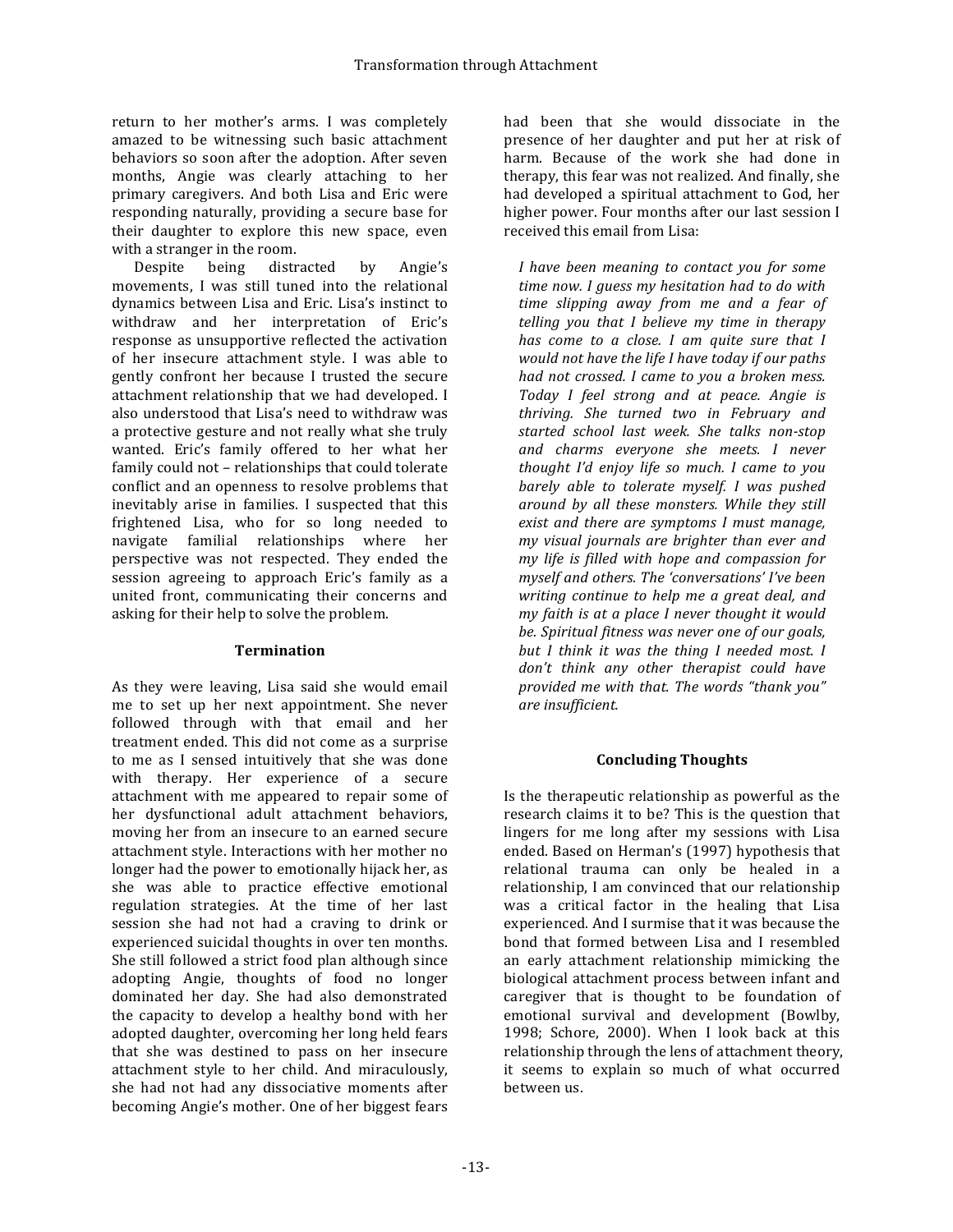return to her mother's arms. I was completely amazed to be witnessing such basic attachment behaviors so soon after the adoption. After seven months, Angie was clearly attaching to her primary caregivers. And both Lisa and Eric were responding naturally, providing a secure base for their daughter to explore this new space, even with a stranger in the room.

Despite being distracted by Angie's movements, I was still tuned into the relational dynamics between Lisa and Eric. Lisa's instinct to withdraw and her interpretation of Eric's response as unsupportive reflected the activation of her insecure attachment style. I was able to gently confront her because I trusted the secure attachment relationship that we had developed. I also understood that Lisa's need to withdraw was a protective gesture and not really what she truly wanted. Eric's family offered to her what her family could not – relationships that could tolerate conflict and an openness to resolve problems that inevitably arise in families. I suspected that this frightened Lisa, who for so long needed to navigate familial relationships where her perspective was not respected. They ended the session agreeing to approach Eric's family as a united front, communicating their concerns and asking for their help to solve the problem.

### Termination

As they were leaving, Lisa said she would email me to set up her next appointment. She never followed through with that email and her treatment ended. This did not come as a surprise to me as I sensed intuitively that she was done with therapy. Her experience of a secure attachment with me appeared to repair some of her dysfunctional adult attachment behaviors, moving her from an insecure to an earned secure attachment style. Interactions with her mother no longer had the power to emotionally hijack her, as she was able to practice effective emotional regulation strategies. At the time of her last session she had not had a craving to drink or experienced suicidal thoughts in over ten months. She still followed a strict food plan although since adopting Angie, thoughts of food no longer dominated her day. She had also demonstrated the capacity to develop a healthy bond with her adopted daughter, overcoming her long held fears that she was destined to pass on her insecure attachment style to her child. And miraculously, she had not had any dissociative moments after becoming Angie's mother. One of her biggest fears had been that she would dissociate in the presence of her daughter and put her at risk of harm. Because of the work she had done in therapy, this fear was not realized. And finally, she had developed a spiritual attachment to God, her higher power. Four months after our last session I received this email from Lisa:

> *I have been meaning to contact you for some time now. I guess my hesitation had to do with time slipping away from me and a fear of telling you that I believe my time in therapy has come to a close. I am quite sure that I would not have the life I have today if our paths had not crossed. I came to you a broken mess. Today I feel strong and at peace. Angie is thriving. She turned two in February and started school last week. She talks non-stop and charms everyone she meets. I never thought I'd enjoy life so much. I came to you barely able to tolerate myself. I was pushed around by all these monsters. While they still exist and there are symptoms I must manage, my visual journals are brighter than ever and my life is filled with hope and compassion for myself and others. The 'conversations' I've been writing continue to help me a great deal, and my faith is at a place I never thought it would be. Spiritual fitness was never one of our goals, but I think it was the thing I needed most. I don't think any other therapist could have provided me with that. The words "thank you" are insufficient.*

### Concluding Thoughts

Is the therapeutic relationship as powerful as the research claims it to be? This is the question that lingers for me long after my sessions with Lisa ended. Based on Herman's (1997) hypothesis that relational trauma can only be healed in a relationship, I am convinced that our relationship was a critical factor in the healing that Lisa experienced. And I surmise that it was because the bond that formed between Lisa and I resembled an early attachment relationship mimicking the biological attachment process between infant and caregiver that is thought to be foundation of emotional survival and development (Bowlby, 1998; Schore, 2000). When I look back at this relationship through the lens of attachment theory, it seems to explain so much of what occurred between us.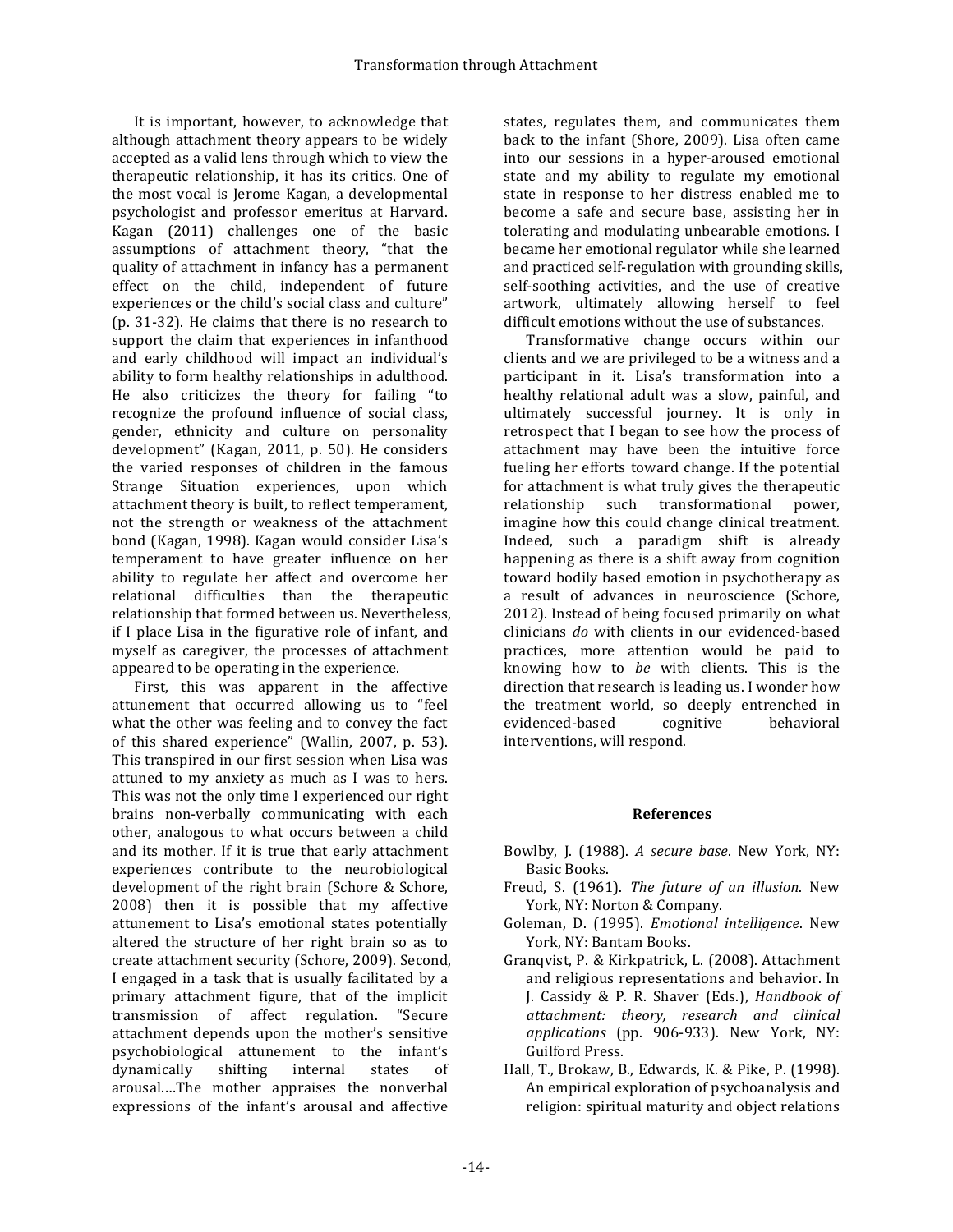It is important, however, to acknowledge that although attachment theory appears to be widely accepted as a valid lens through which to view the therapeutic relationship, it has its critics. One of the most vocal is Jerome Kagan, a developmental psychologist and professor emeritus at Harvard. Kagan (2011) challenges one of the basic assumptions of attachment theory, "that the quality of attachment in infancy has a permanent effect on the child, independent of future experiences or the child's social class and culture" (p. 31-32). He claims that there is no research to support the claim that experiences in infanthood and early childhood will impact an individual's ability to form healthy relationships in adulthood. He also criticizes the theory for failing "to recognize the profound influence of social class, gender, ethnicity and culture on personality development" (Kagan, 2011, p. 50). He considers the varied responses of children in the famous Strange Situation experiences, upon which attachment theory is built, to reflect temperament, not the strength or weakness of the attachment bond (Kagan, 1998). Kagan would consider Lisa's temperament to have greater influence on her ability to regulate her affect and overcome her relational difficulties than the therapeutic relationship that formed between us. Nevertheless, if I place Lisa in the figurative role of infant, and myself as caregiver, the processes of attachment appeared to be operating in the experience.

First, this was apparent in the affective attunement that occurred allowing us to "feel what the other was feeling and to convey the fact of this shared experience" (Wallin, 2007, p. 53). This transpired in our first session when Lisa was attuned to my anxiety as much as I was to hers. This was not the only time I experienced our right brains non-verbally communicating with each other, analogous to what occurs between a child and its mother. If it is true that early attachment experiences contribute to the neurobiological development of the right brain (Schore & Schore, 2008) then it is possible that my affective attunement to Lisa's emotional states potentially altered the structure of her right brain so as to create attachment security (Schore, 2009). Second, I engaged in a task that is usually facilitated by a primary attachment figure, that of the implicit transmission of affect regulation. "Secure attachment depends upon the mother's sensitive psychobiological attunement to the infant's dynamically shifting internal states of arousal….The mother appraises the nonverbal expressions of the infant's arousal and affective states, regulates them, and communicates them back to the infant (Shore, 2009). Lisa often came into our sessions in a hyper-aroused emotional state and my ability to regulate my emotional state in response to her distress enabled me to become a safe and secure base, assisting her in tolerating and modulating unbearable emotions. I became her emotional regulator while she learned and practiced self-regulation with grounding skills, self-soothing activities, and the use of creative artwork, ultimately allowing herself to feel difficult emotions without the use of substances.

Transformative change occurs within our clients and we are privileged to be a witness and a participant in it. Lisa's transformation into a healthy relational adult was a slow, painful, and ultimately successful journey. It is only in retrospect that I began to see how the process of attachment may have been the intuitive force fueling her efforts toward change. If the potential for attachment is what truly gives the therapeutic relationship such transformational power, imagine how this could change clinical treatment. Indeed, such a paradigm shift is already happening as there is a shift away from cognition toward bodily based emotion in psychotherapy as a result of advances in neuroscience (Schore, 2012). Instead of being focused primarily on what clinicians *do* with clients in our evidenced-based practices, more attention would be paid to knowing how to *be* with clients. This is the direction that research is leading us. I wonder how the treatment world, so deeply entrenched in evidenced-based cognitive behavioral interventions, will respond.

## References

Bowlby, J. (1988). *A secure base*. New York, NY: Basic Books.

Freud, S. (1961). *The future of an illusion*. New York, NY: Norton & Company.

Goleman, D. (1995). *Emotional intelligence*. New York, NY: Bantam Books.

Granqvist, P. & Kirkpatrick, L. (2008). Attachment and religious representations and behavior. In J. Cassidy & P. R. Shaver (Eds.), *Handbook of attachment: theory, research and clinical applications* (pp. 906-933). New York, NY: Guilford Press.

Hall, T., Brokaw, B., Edwards, K. & Pike, P. (1998). An empirical exploration of psychoanalysis and religion: spiritual maturity and object relations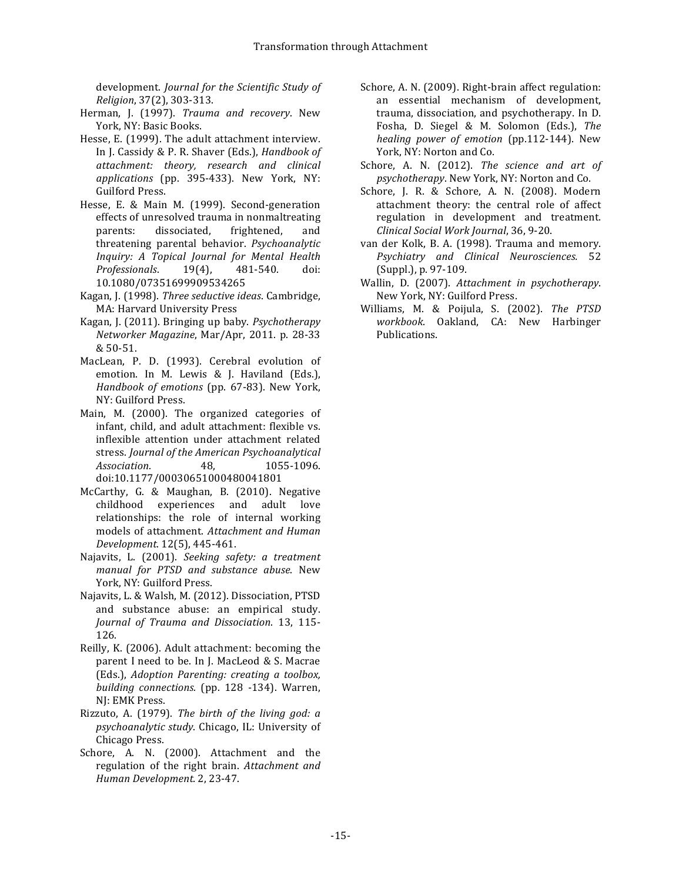development. *Journal for the Scientific Study of Religion*, 37(2), 303-313.

Herman, J. (1997). *Trauma and recovery*. New York, NY: Basic Books.

Hesse, E. (1999). The adult attachment interview. In J. Cassidy & P. R. Shaver (Eds.), *Handbook of attachment: theory, research and clinical applications* (pp. 395-433). New York, NY: Guilford Press.

Hesse, E. & Main M. (1999). Second-generation effects of unresolved trauma in nonmaltreating parents: dissociated, frightened, and threatening parental behavior. *Psychoanalytic Inquiry: A Topical Journal for Mental Health Professionals*. 19(4), 481-540. doi: 10.1080/07351699909534265

Kagan, J. (1998). *Three seductive ideas*. Cambridge, MA: Harvard University Press

Kagan, J. (2011). Bringing up baby. *Psychotherapy Networker Magazine*, Mar/Apr, 2011. p. 28-33 & 50-51.

MacLean, P. D. (1993). Cerebral evolution of emotion. In M. Lewis & J. Haviland (Eds.), *Handbook of emotions* (pp. 67-83). New York, NY: Guilford Press.

Main, M. (2000). The organized categories of infant, child, and adult attachment: flexible vs. inflexible attention under attachment related stress. *Journal of the American Psychoanalytical Association.* 48, 1055-1096. doi:10.1177/00030651000480041801

McCarthy, G. & Maughan, B. (2010). Negative childhood experiences and adult love relationships: the role of internal working models of attachment. *Attachment and Human Development*. 12(5), 445-461.

Najavits, L. (2001). *Seeking safety: a treatment manual for PTSD and substance abuse*. New York, NY: Guilford Press.

Najavits, L. & Walsh, M. (2012). Dissociation, PTSD and substance abuse: an empirical study. *Journal of Trauma and Dissociation*. 13, 115-126.

Reilly, K. (2006). Adult attachment: becoming the parent I need to be. In J. MacLeod & S. Macrae (Eds.), *Adoption Parenting: creating a toolbox, building connections.* (pp. 128 -134). Warren, NJ: EMK Press.

Rizzuto, A. (1979). *The birth of the living god: a psychoanalytic study*. Chicago, IL: University of Chicago Press.

Schore, A. N. (2000). Attachment and the regulation of the right brain. *Attachment and Human Development.* 2, 23-47.

Schore, A. N. (2009). Right-brain affect regulation: an essential mechanism of development, trauma, dissociation, and psychotherapy. In D. Fosha, D. Siegel & M. Solomon (Eds.), *The healing power of emotion* (pp.112-144). New York, NY: Norton and Co.

Schore, A. N. (2012). *The science and art of psychotherapy*. New York, NY: Norton and Co.

Schore, J. R. & Schore, A. N. (2008). Modern attachment theory: the central role of affect regulation in development and treatment. *Clinical Social Work Journal*, 36, 9-20.

van der Kolk, B. A. (1998). Trauma and memory. *Psychiatry and Clinical Neurosciences.* 52 (Suppl.), p. 97-109.

Wallin, D. (2007). *Attachment in psychotherapy*. New York, NY: Guilford Press.

Williams, M. & Poijula, S. (2002). *The PTSD workbook*. Oakland, CA: New Harbinger Publications.